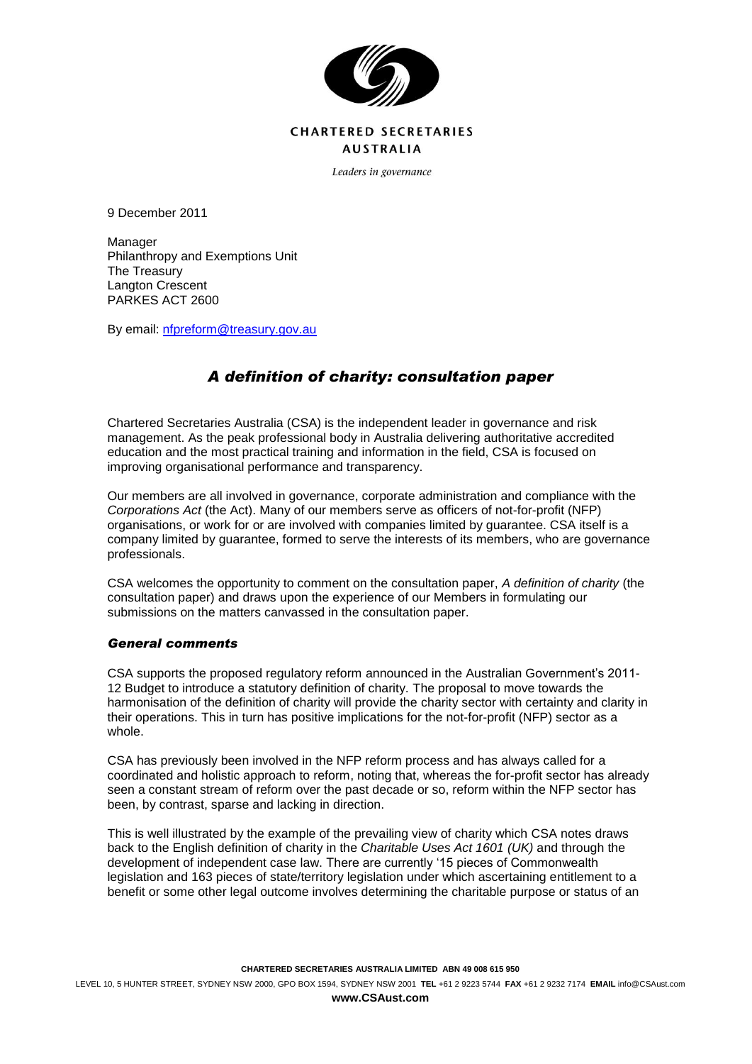CHARTERED SECRETARIES AUSTRALIA

*Leaders in governance*

9 December 2011

Manager
Philanthropy and Exemptions Unit
The Treasury
Langton Crescent
PARKES ACT 2600

By email: nfpreform@treasury.gov.au

## *A definition of charity: consultation paper*

Chartered Secretaries Australia (CSA) is the independent leader in governance and risk management. As the peak professional body in Australia delivering authoritative accredited education and the most practical training and information in the field, CSA is focused on improving organisational performance and transparency.

Our members are all involved in governance, corporate administration and compliance with the *Corporations Act* (the Act). Many of our members serve as officers of not-for-profit (NFP) organisations, or work for or are involved with companies limited by guarantee. CSA itself is a company limited by guarantee, formed to serve the interests of its members, who are governance professionals.

CSA welcomes the opportunity to comment on the consultation paper, *A definition of charity* (the consultation paper) and draws upon the experience of our Members in formulating our submissions on the matters canvassed in the consultation paper.

### *General comments*

CSA supports the proposed regulatory reform announced in the Australian Government's 2011-12 Budget to introduce a statutory definition of charity. The proposal to move towards the harmonisation of the definition of charity will provide the charity sector with certainty and clarity in their operations. This in turn has positive implications for the not-for-profit (NFP) sector as a whole.

CSA has previously been involved in the NFP reform process and has always called for a coordinated and holistic approach to reform, noting that, whereas the for-profit sector has already seen a constant stream of reform over the past decade or so, reform within the NFP sector has been, by contrast, sparse and lacking in direction.

This is well illustrated by the example of the prevailing view of charity which CSA notes draws back to the English definition of charity in the *Charitable Uses Act 1601 (UK)* and through the development of independent case law. There are currently '15 pieces of Commonwealth legislation and 163 pieces of state/territory legislation under which ascertaining entitlement to a benefit or some other legal outcome involves determining the charitable purpose or status of an

**CHARTERED SECRETARIES AUSTRALIA LIMITED ABN 49 008 615 950**

LEVEL 10, 5 HUNTER STREET, SYDNEY NSW 2000, GPO BOX 1594, SYDNEY NSW 2001 **TEL** +61 2 9223 5744 **FAX** +61 2 9232 7174 **EMAIL** info@CSAust.com

**www.CSAust.com**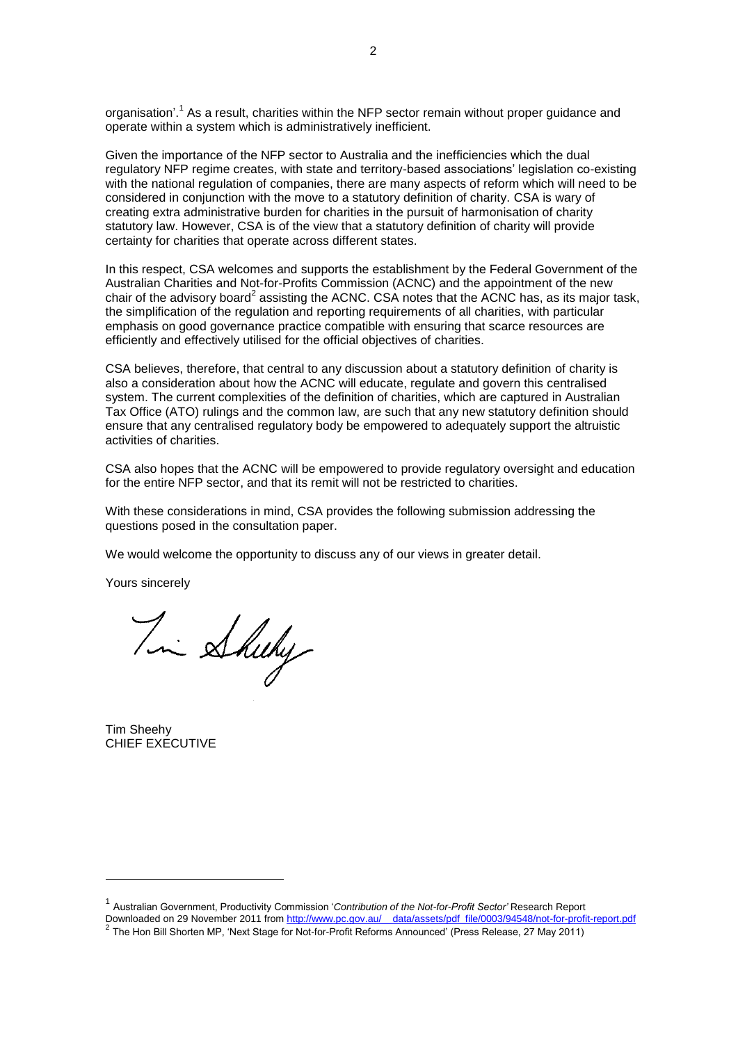organisation'.[1] As a result, charities within the NFP sector remain without proper guidance and operate within a system which is administratively inefficient.

Given the importance of the NFP sector to Australia and the inefficiencies which the dual regulatory NFP regime creates, with state and territory-based associations' legislation co-existing with the national regulation of companies, there are many aspects of reform which will need to be considered in conjunction with the move to a statutory definition of charity. CSA is wary of creating extra administrative burden for charities in the pursuit of harmonisation of charity statutory law. However, CSA is of the view that a statutory definition of charity will provide certainty for charities that operate across different states.

In this respect, CSA welcomes and supports the establishment by the Federal Government of the Australian Charities and Not-for-Profits Commission (ACNC) and the appointment of the new chair of the advisory board[2] assisting the ACNC. CSA notes that the ACNC has, as its major task, the simplification of the regulation and reporting requirements of all charities, with particular emphasis on good governance practice compatible with ensuring that scarce resources are efficiently and effectively utilised for the official objectives of charities.

CSA believes, therefore, that central to any discussion about a statutory definition of charity is also a consideration about how the ACNC will educate, regulate and govern this centralised system. The current complexities of the definition of charities, which are captured in Australian Tax Office (ATO) rulings and the common law, are such that any new statutory definition should ensure that any centralised regulatory body be empowered to adequately support the altruistic activities of charities.

CSA also hopes that the ACNC will be empowered to provide regulatory oversight and education for the entire NFP sector, and that its remit will not be restricted to charities.

With these considerations in mind, CSA provides the following submission addressing the questions posed in the consultation paper.

We would welcome the opportunity to discuss any of our views in greater detail.

Yours sincerely

Tim Sheehy
CHIEF EXECUTIVE

---

[1] Australian Government, Productivity Commission '*Contribution of the Not-for-Profit Sector*' Research Report Downloaded on 29 November 2011 from http://www.pc.gov.au/__data/assets/pdf_file/0003/94548/not-for-profit-report.pdf

[2] The Hon Bill Shorten MP, 'Next Stage for Not-for-Profit Reforms Announced' (Press Release, 27 May 2011)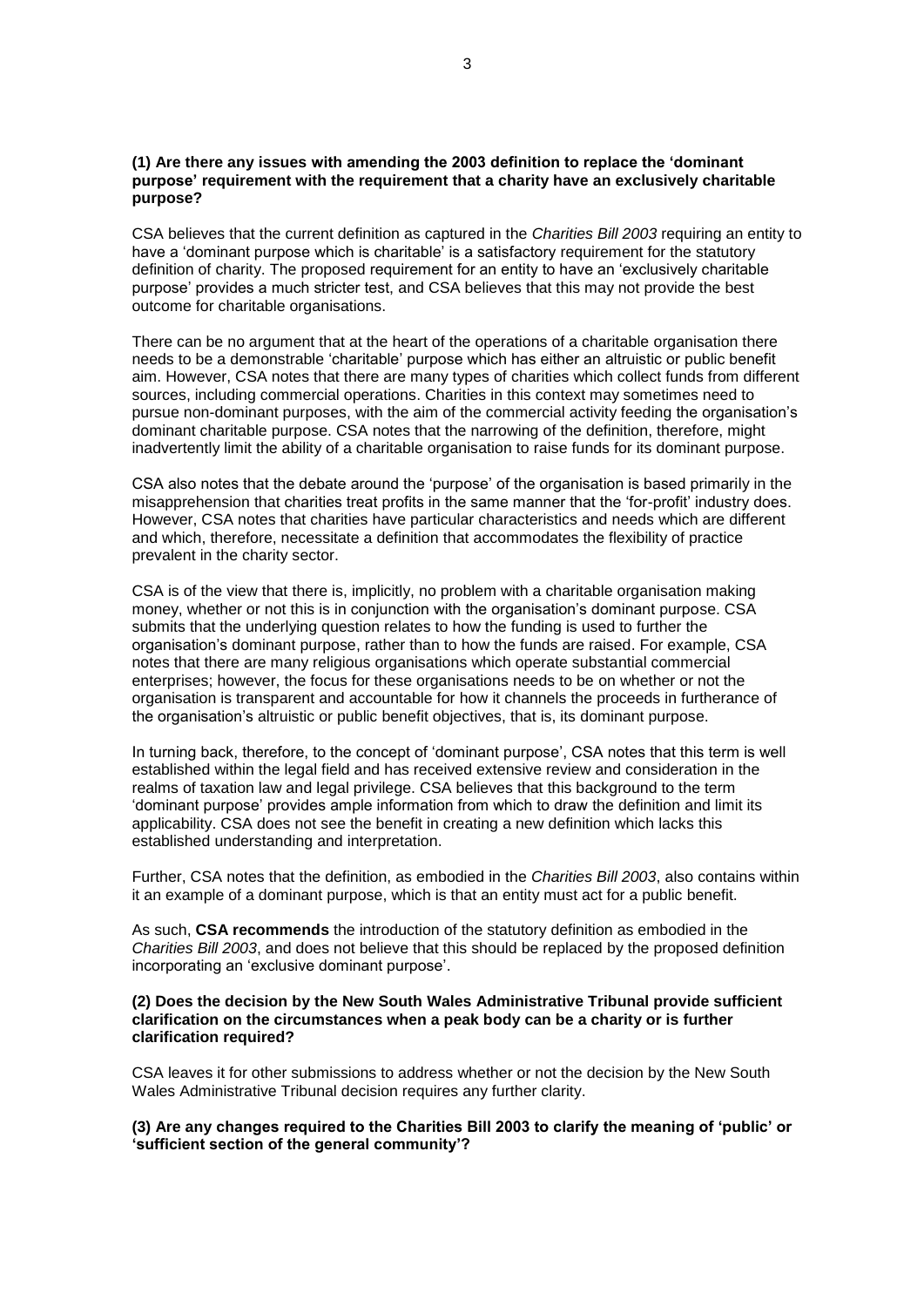**(1) Are there any issues with amending the 2003 definition to replace the 'dominant purpose' requirement with the requirement that a charity have an exclusively charitable purpose?**

CSA believes that the current definition as captured in the *Charities Bill 2003* requiring an entity to have a 'dominant purpose which is charitable' is a satisfactory requirement for the statutory definition of charity. The proposed requirement for an entity to have an 'exclusively charitable purpose' provides a much stricter test, and CSA believes that this may not provide the best outcome for charitable organisations.

There can be no argument that at the heart of the operations of a charitable organisation there needs to be a demonstrable 'charitable' purpose which has either an altruistic or public benefit aim. However, CSA notes that there are many types of charities which collect funds from different sources, including commercial operations. Charities in this context may sometimes need to pursue non-dominant purposes, with the aim of the commercial activity feeding the organisation's dominant charitable purpose. CSA notes that the narrowing of the definition, therefore, might inadvertently limit the ability of a charitable organisation to raise funds for its dominant purpose.

CSA also notes that the debate around the 'purpose' of the organisation is based primarily in the misapprehension that charities treat profits in the same manner that the 'for-profit' industry does. However, CSA notes that charities have particular characteristics and needs which are different and which, therefore, necessitate a definition that accommodates the flexibility of practice prevalent in the charity sector.

CSA is of the view that there is, implicitly, no problem with a charitable organisation making money, whether or not this is in conjunction with the organisation's dominant purpose. CSA submits that the underlying question relates to how the funding is used to further the organisation's dominant purpose, rather than to how the funds are raised. For example, CSA notes that there are many religious organisations which operate substantial commercial enterprises; however, the focus for these organisations needs to be on whether or not the organisation is transparent and accountable for how it channels the proceeds in furtherance of the organisation's altruistic or public benefit objectives, that is, its dominant purpose.

In turning back, therefore, to the concept of 'dominant purpose', CSA notes that this term is well established within the legal field and has received extensive review and consideration in the realms of taxation law and legal privilege. CSA believes that this background to the term 'dominant purpose' provides ample information from which to draw the definition and limit its applicability. CSA does not see the benefit in creating a new definition which lacks this established understanding and interpretation.

Further, CSA notes that the definition, as embodied in the *Charities Bill 2003*, also contains within it an example of a dominant purpose, which is that an entity must act for a public benefit.

As such, **CSA recommends** the introduction of the statutory definition as embodied in the *Charities Bill 2003*, and does not believe that this should be replaced by the proposed definition incorporating an 'exclusive dominant purpose'.

**(2) Does the decision by the New South Wales Administrative Tribunal provide sufficient clarification on the circumstances when a peak body can be a charity or is further clarification required?**

CSA leaves it for other submissions to address whether or not the decision by the New South Wales Administrative Tribunal decision requires any further clarity.

**(3) Are any changes required to the Charities Bill 2003 to clarify the meaning of 'public' or 'sufficient section of the general community'?**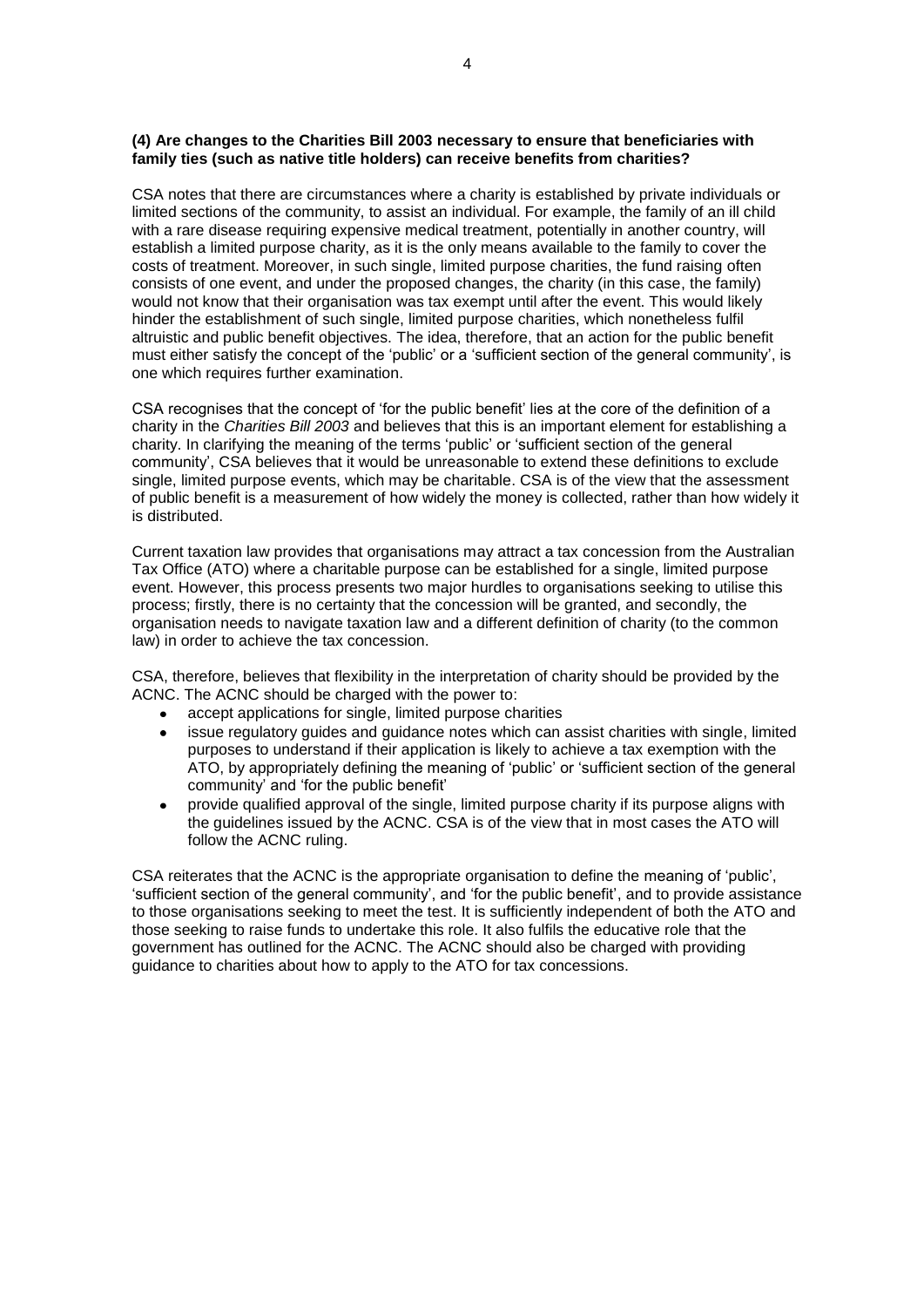**(4) Are changes to the Charities Bill 2003 necessary to ensure that beneficiaries with family ties (such as native title holders) can receive benefits from charities?**

CSA notes that there are circumstances where a charity is established by private individuals or limited sections of the community, to assist an individual. For example, the family of an ill child with a rare disease requiring expensive medical treatment, potentially in another country, will establish a limited purpose charity, as it is the only means available to the family to cover the costs of treatment. Moreover, in such single, limited purpose charities, the fund raising often consists of one event, and under the proposed changes, the charity (in this case, the family) would not know that their organisation was tax exempt until after the event. This would likely hinder the establishment of such single, limited purpose charities, which nonetheless fulfil altruistic and public benefit objectives. The idea, therefore, that an action for the public benefit must either satisfy the concept of the 'public' or a 'sufficient section of the general community', is one which requires further examination.

CSA recognises that the concept of 'for the public benefit' lies at the core of the definition of a charity in the *Charities Bill 2003* and believes that this is an important element for establishing a charity. In clarifying the meaning of the terms 'public' or 'sufficient section of the general community', CSA believes that it would be unreasonable to extend these definitions to exclude single, limited purpose events, which may be charitable. CSA is of the view that the assessment of public benefit is a measurement of how widely the money is collected, rather than how widely it is distributed.

Current taxation law provides that organisations may attract a tax concession from the Australian Tax Office (ATO) where a charitable purpose can be established for a single, limited purpose event. However, this process presents two major hurdles to organisations seeking to utilise this process; firstly, there is no certainty that the concession will be granted, and secondly, the organisation needs to navigate taxation law and a different definition of charity (to the common law) in order to achieve the tax concession.

CSA, therefore, believes that flexibility in the interpretation of charity should be provided by the ACNC. The ACNC should be charged with the power to:

- accept applications for single, limited purpose charities
- issue regulatory guides and guidance notes which can assist charities with single, limited purposes to understand if their application is likely to achieve a tax exemption with the ATO, by appropriately defining the meaning of 'public' or 'sufficient section of the general community' and 'for the public benefit'
- provide qualified approval of the single, limited purpose charity if its purpose aligns with the guidelines issued by the ACNC. CSA is of the view that in most cases the ATO will follow the ACNC ruling.

CSA reiterates that the ACNC is the appropriate organisation to define the meaning of 'public', 'sufficient section of the general community', and 'for the public benefit', and to provide assistance to those organisations seeking to meet the test. It is sufficiently independent of both the ATO and those seeking to raise funds to undertake this role. It also fulfils the educative role that the government has outlined for the ACNC. The ACNC should also be charged with providing guidance to charities about how to apply to the ATO for tax concessions.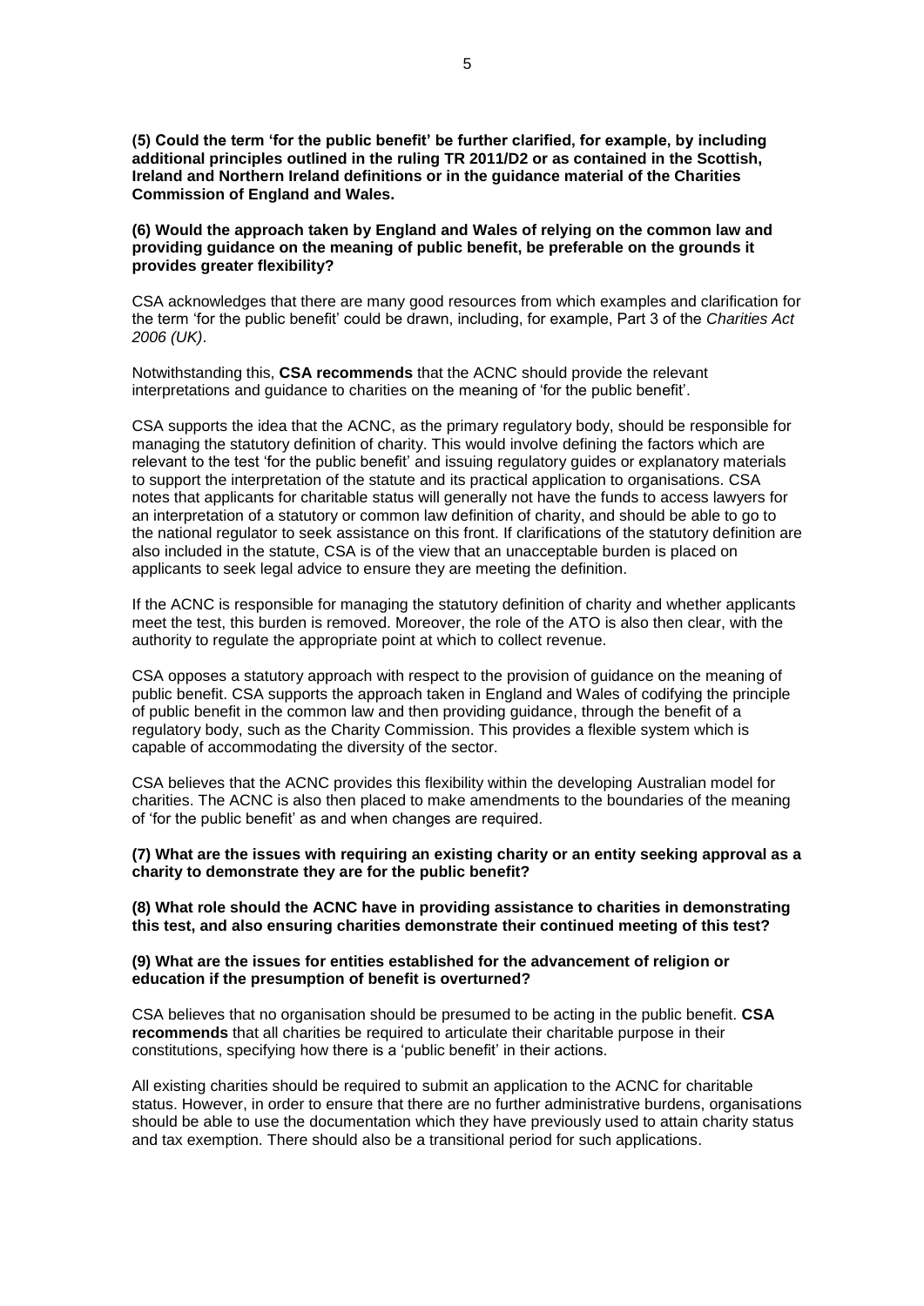**(5) Could the term 'for the public benefit' be further clarified, for example, by including additional principles outlined in the ruling TR 2011/D2 or as contained in the Scottish, Ireland and Northern Ireland definitions or in the guidance material of the Charities Commission of England and Wales.**

**(6) Would the approach taken by England and Wales of relying on the common law and providing guidance on the meaning of public benefit, be preferable on the grounds it provides greater flexibility?**

CSA acknowledges that there are many good resources from which examples and clarification for the term 'for the public benefit' could be drawn, including, for example, Part 3 of the *Charities Act 2006 (UK)*.

Notwithstanding this, **CSA recommends** that the ACNC should provide the relevant interpretations and guidance to charities on the meaning of 'for the public benefit'.

CSA supports the idea that the ACNC, as the primary regulatory body, should be responsible for managing the statutory definition of charity. This would involve defining the factors which are relevant to the test 'for the public benefit' and issuing regulatory guides or explanatory materials to support the interpretation of the statute and its practical application to organisations. CSA notes that applicants for charitable status will generally not have the funds to access lawyers for an interpretation of a statutory or common law definition of charity, and should be able to go to the national regulator to seek assistance on this front. If clarifications of the statutory definition are also included in the statute, CSA is of the view that an unacceptable burden is placed on applicants to seek legal advice to ensure they are meeting the definition.

If the ACNC is responsible for managing the statutory definition of charity and whether applicants meet the test, this burden is removed. Moreover, the role of the ATO is also then clear, with the authority to regulate the appropriate point at which to collect revenue.

CSA opposes a statutory approach with respect to the provision of guidance on the meaning of public benefit. CSA supports the approach taken in England and Wales of codifying the principle of public benefit in the common law and then providing guidance, through the benefit of a regulatory body, such as the Charity Commission. This provides a flexible system which is capable of accommodating the diversity of the sector.

CSA believes that the ACNC provides this flexibility within the developing Australian model for charities. The ACNC is also then placed to make amendments to the boundaries of the meaning of 'for the public benefit' as and when changes are required.

**(7) What are the issues with requiring an existing charity or an entity seeking approval as a charity to demonstrate they are for the public benefit?**

**(8) What role should the ACNC have in providing assistance to charities in demonstrating this test, and also ensuring charities demonstrate their continued meeting of this test?**

**(9) What are the issues for entities established for the advancement of religion or education if the presumption of benefit is overturned?**

CSA believes that no organisation should be presumed to be acting in the public benefit. **CSA recommends** that all charities be required to articulate their charitable purpose in their constitutions, specifying how there is a 'public benefit' in their actions.

All existing charities should be required to submit an application to the ACNC for charitable status. However, in order to ensure that there are no further administrative burdens, organisations should be able to use the documentation which they have previously used to attain charity status and tax exemption. There should also be a transitional period for such applications.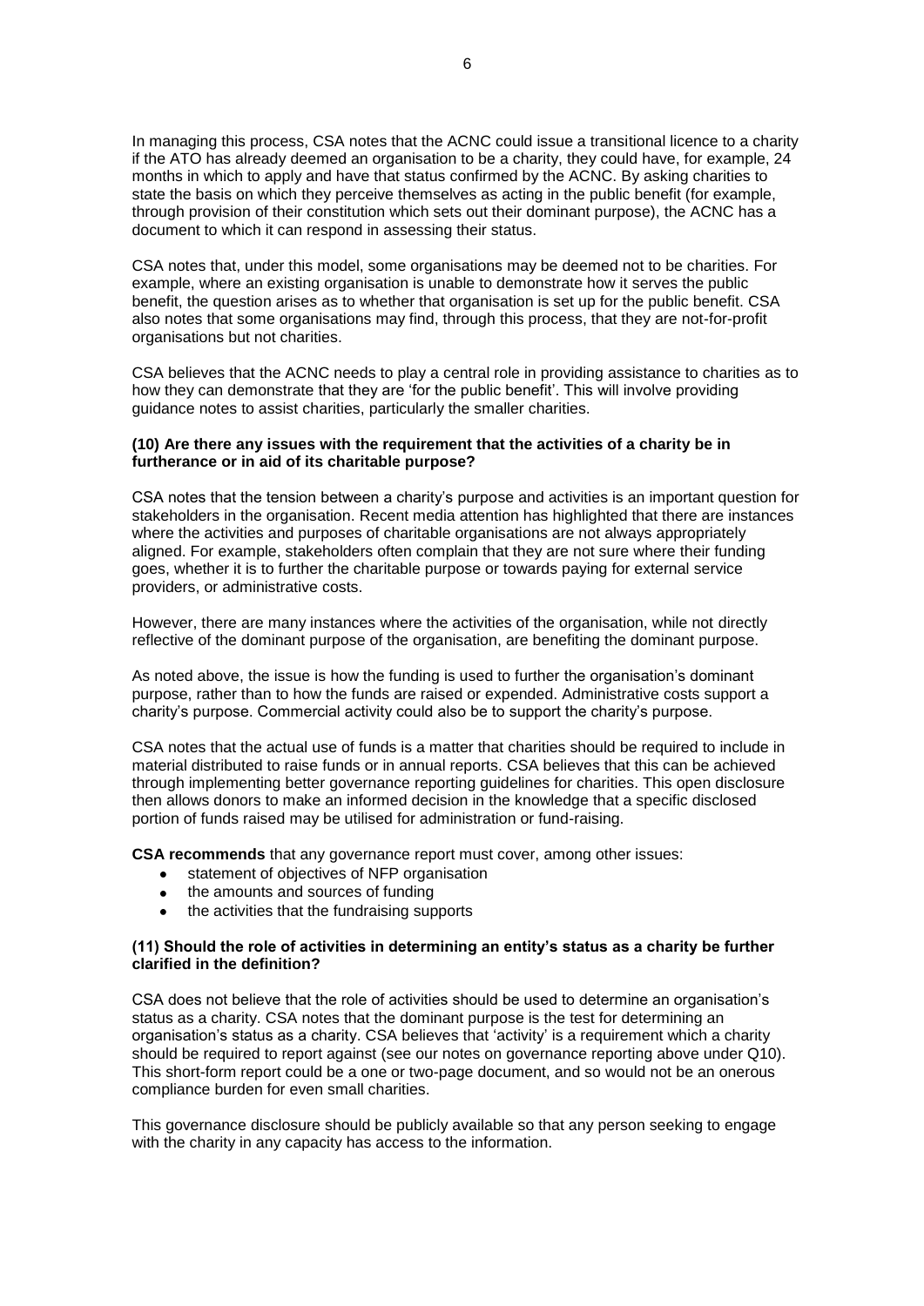In managing this process, CSA notes that the ACNC could issue a transitional licence to a charity if the ATO has already deemed an organisation to be a charity, they could have, for example, 24 months in which to apply and have that status confirmed by the ACNC. By asking charities to state the basis on which they perceive themselves as acting in the public benefit (for example, through provision of their constitution which sets out their dominant purpose), the ACNC has a document to which it can respond in assessing their status.

CSA notes that, under this model, some organisations may be deemed not to be charities. For example, where an existing organisation is unable to demonstrate how it serves the public benefit, the question arises as to whether that organisation is set up for the public benefit. CSA also notes that some organisations may find, through this process, that they are not-for-profit organisations but not charities.

CSA believes that the ACNC needs to play a central role in providing assistance to charities as to how they can demonstrate that they are 'for the public benefit'. This will involve providing guidance notes to assist charities, particularly the smaller charities.

**(10) Are there any issues with the requirement that the activities of a charity be in furtherance or in aid of its charitable purpose?**

CSA notes that the tension between a charity's purpose and activities is an important question for stakeholders in the organisation. Recent media attention has highlighted that there are instances where the activities and purposes of charitable organisations are not always appropriately aligned. For example, stakeholders often complain that they are not sure where their funding goes, whether it is to further the charitable purpose or towards paying for external service providers, or administrative costs.

However, there are many instances where the activities of the organisation, while not directly reflective of the dominant purpose of the organisation, are benefiting the dominant purpose.

As noted above, the issue is how the funding is used to further the organisation's dominant purpose, rather than to how the funds are raised or expended. Administrative costs support a charity's purpose. Commercial activity could also be to support the charity's purpose.

CSA notes that the actual use of funds is a matter that charities should be required to include in material distributed to raise funds or in annual reports. CSA believes that this can be achieved through implementing better governance reporting guidelines for charities. This open disclosure then allows donors to make an informed decision in the knowledge that a specific disclosed portion of funds raised may be utilised for administration or fund-raising.

**CSA recommends** that any governance report must cover, among other issues:

- statement of objectives of NFP organisation
- the amounts and sources of funding
- the activities that the fundraising supports

**(11) Should the role of activities in determining an entity's status as a charity be further clarified in the definition?**

CSA does not believe that the role of activities should be used to determine an organisation's status as a charity. CSA notes that the dominant purpose is the test for determining an organisation's status as a charity. CSA believes that 'activity' is a requirement which a charity should be required to report against (see our notes on governance reporting above under Q10). This short-form report could be a one or two-page document, and so would not be an onerous compliance burden for even small charities.

This governance disclosure should be publicly available so that any person seeking to engage with the charity in any capacity has access to the information.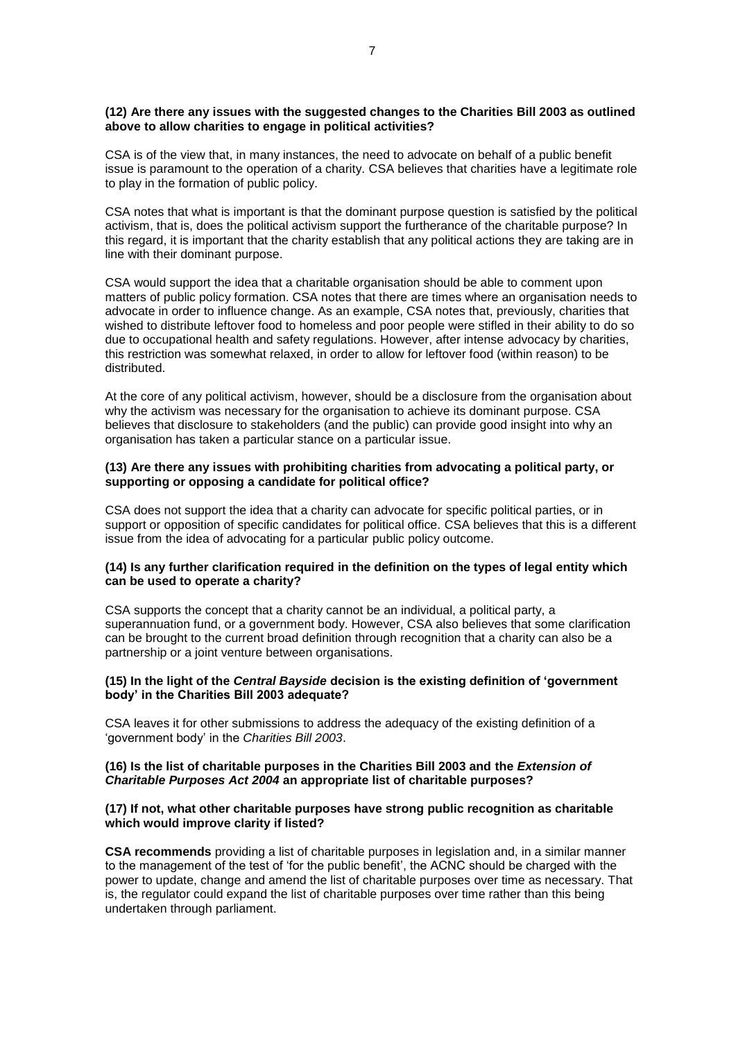**(12) Are there any issues with the suggested changes to the Charities Bill 2003 as outlined above to allow charities to engage in political activities?**

CSA is of the view that, in many instances, the need to advocate on behalf of a public benefit issue is paramount to the operation of a charity. CSA believes that charities have a legitimate role to play in the formation of public policy.

CSA notes that what is important is that the dominant purpose question is satisfied by the political activism, that is, does the political activism support the furtherance of the charitable purpose? In this regard, it is important that the charity establish that any political actions they are taking are in line with their dominant purpose.

CSA would support the idea that a charitable organisation should be able to comment upon matters of public policy formation. CSA notes that there are times where an organisation needs to advocate in order to influence change. As an example, CSA notes that, previously, charities that wished to distribute leftover food to homeless and poor people were stifled in their ability to do so due to occupational health and safety regulations. However, after intense advocacy by charities, this restriction was somewhat relaxed, in order to allow for leftover food (within reason) to be distributed.

At the core of any political activism, however, should be a disclosure from the organisation about why the activism was necessary for the organisation to achieve its dominant purpose. CSA believes that disclosure to stakeholders (and the public) can provide good insight into why an organisation has taken a particular stance on a particular issue.

**(13) Are there any issues with prohibiting charities from advocating a political party, or supporting or opposing a candidate for political office?**

CSA does not support the idea that a charity can advocate for specific political parties, or in support or opposition of specific candidates for political office. CSA believes that this is a different issue from the idea of advocating for a particular public policy outcome.

**(14) Is any further clarification required in the definition on the types of legal entity which can be used to operate a charity?**

CSA supports the concept that a charity cannot be an individual, a political party, a superannuation fund, or a government body. However, CSA also believes that some clarification can be brought to the current broad definition through recognition that a charity can also be a partnership or a joint venture between organisations.

**(15) In the light of the *Central Bayside* decision is the existing definition of 'government body' in the Charities Bill 2003 adequate?**

CSA leaves it for other submissions to address the adequacy of the existing definition of a 'government body' in the *Charities Bill 2003*.

**(16) Is the list of charitable purposes in the Charities Bill 2003 and the *Extension of Charitable Purposes Act 2004* an appropriate list of charitable purposes?**

**(17) If not, what other charitable purposes have strong public recognition as charitable which would improve clarity if listed?**

**CSA recommends** providing a list of charitable purposes in legislation and, in a similar manner to the management of the test of 'for the public benefit', the ACNC should be charged with the power to update, change and amend the list of charitable purposes over time as necessary. That is, the regulator could expand the list of charitable purposes over time rather than this being undertaken through parliament.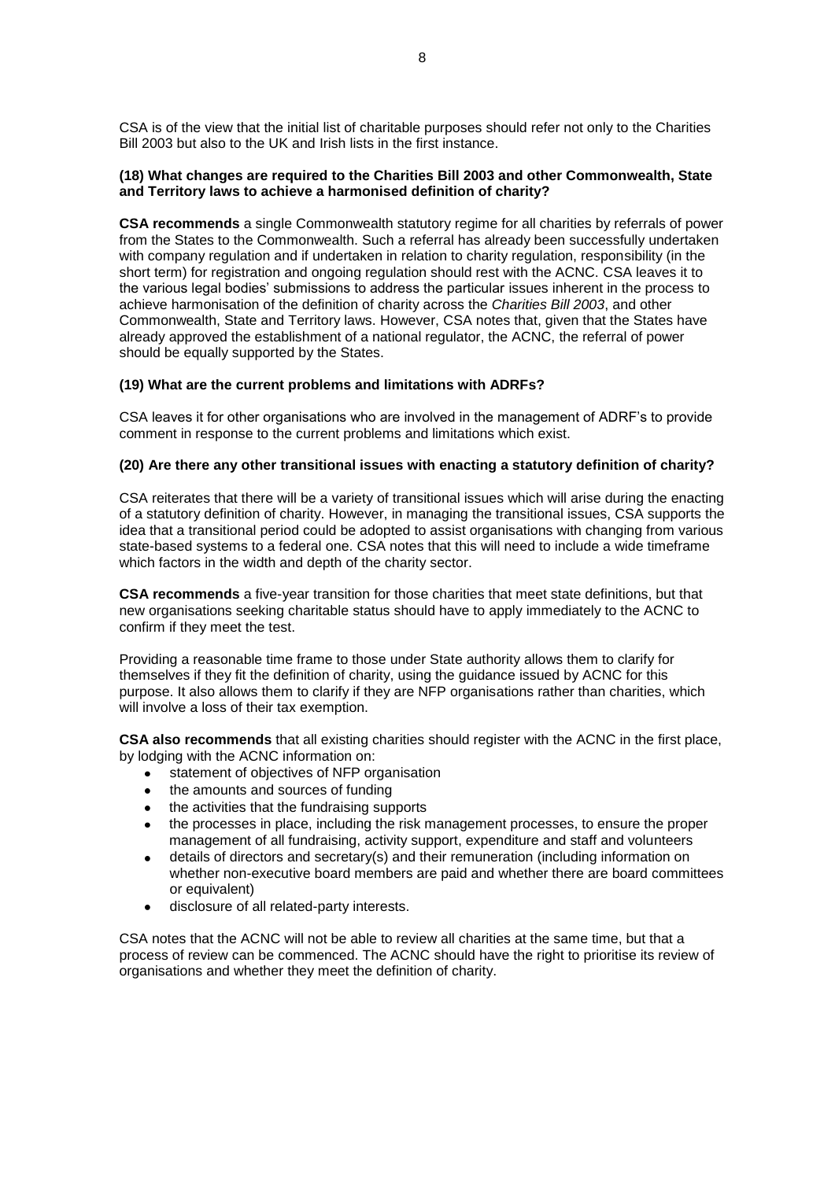CSA is of the view that the initial list of charitable purposes should refer not only to the Charities Bill 2003 but also to the UK and Irish lists in the first instance.

**(18) What changes are required to the Charities Bill 2003 and other Commonwealth, State and Territory laws to achieve a harmonised definition of charity?**

**CSA recommends** a single Commonwealth statutory regime for all charities by referrals of power from the States to the Commonwealth. Such a referral has already been successfully undertaken with company regulation and if undertaken in relation to charity regulation, responsibility (in the short term) for registration and ongoing regulation should rest with the ACNC. CSA leaves it to the various legal bodies' submissions to address the particular issues inherent in the process to achieve harmonisation of the definition of charity across the *Charities Bill 2003*, and other Commonwealth, State and Territory laws. However, CSA notes that, given that the States have already approved the establishment of a national regulator, the ACNC, the referral of power should be equally supported by the States.

**(19) What are the current problems and limitations with ADRFs?**

CSA leaves it for other organisations who are involved in the management of ADRF's to provide comment in response to the current problems and limitations which exist.

**(20) Are there any other transitional issues with enacting a statutory definition of charity?**

CSA reiterates that there will be a variety of transitional issues which will arise during the enacting of a statutory definition of charity. However, in managing the transitional issues, CSA supports the idea that a transitional period could be adopted to assist organisations with changing from various state-based systems to a federal one. CSA notes that this will need to include a wide timeframe which factors in the width and depth of the charity sector.

**CSA recommends** a five-year transition for those charities that meet state definitions, but that new organisations seeking charitable status should have to apply immediately to the ACNC to confirm if they meet the test.

Providing a reasonable time frame to those under State authority allows them to clarify for themselves if they fit the definition of charity, using the guidance issued by ACNC for this purpose. It also allows them to clarify if they are NFP organisations rather than charities, which will involve a loss of their tax exemption.

**CSA also recommends** that all existing charities should register with the ACNC in the first place, by lodging with the ACNC information on:

- statement of objectives of NFP organisation
- the amounts and sources of funding
- the activities that the fundraising supports
- the processes in place, including the risk management processes, to ensure the proper management of all fundraising, activity support, expenditure and staff and volunteers
- details of directors and secretary(s) and their remuneration (including information on whether non-executive board members are paid and whether there are board committees or equivalent)
- disclosure of all related-party interests.

CSA notes that the ACNC will not be able to review all charities at the same time, but that a process of review can be commenced. The ACNC should have the right to prioritise its review of organisations and whether they meet the definition of charity.